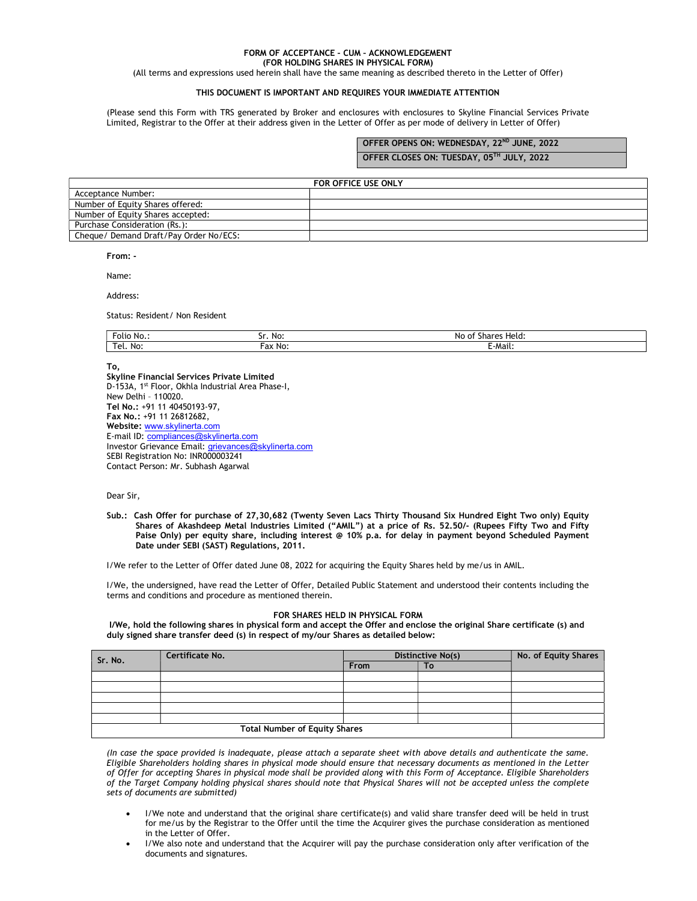**FORM OF ACCEPTANCE – CUM – ACKNOWLEDGEMENT**
**(FOR HOLDING SHARES IN PHYSICAL FORM)**
(All terms and expressions used herein shall have the same meaning as described thereto in the Letter of Offer)

**THIS DOCUMENT IS IMPORTANT AND REQUIRES YOUR IMMEDIATE ATTENTION**

(Please send this Form with TRS generated by Broker and enclosures with enclosures to Skyline Financial Services Private Limited, Registrar to the Offer at their address given in the Letter of Offer as per mode of delivery in Letter of Offer)

| OFFER OPENS ON: WEDNESDAY, 22ND JUNE, 2022 |
|---|
| OFFER CLOSES ON: TUESDAY, 05TH JULY, 2022 |

| FOR OFFICE USE ONLY | |
|---|---|
| Acceptance Number: | |
| Number of Equity Shares offered: | |
| Number of Equity Shares accepted: | |
| Purchase Consideration (Rs.): | |
| Cheque/ Demand Draft/Pay Order No/ECS: | |

**From: -**

Name:

Address:

Status: Resident/ Non Resident

| Folio No.: | Sr. No: | No of Shares Held: |
|---|---|---|
| Tel. No: | Fax No: | E-Mail: |

**To,**
**Skyline Financial Services Private Limited**
D-153A, 1st Floor, Okhla Industrial Area Phase-I,
New Delhi – 110020.
**Tel No.:** +91 11 40450193-97,
**Fax No.:** +91 11 26812682,
**Website:** www.skylinerta.com
E-mail ID: compliances@skylinerta.com
Investor Grievance Email: grievances@skylinerta.com
SEBI Registration No: INR000003241
Contact Person: Mr. Subhash Agarwal

Dear Sir,

**Sub.: Cash Offer for purchase of 27,30,682 (Twenty Seven Lacs Thirty Thousand Six Hundred Eight Two only) Equity Shares of Akashdeep Metal Industries Limited ("AMIL") at a price of Rs. 52.50/- (Rupees Fifty Two and Fifty Paise Only) per equity share, including interest @ 10% p.a. for delay in payment beyond Scheduled Payment Date under SEBI (SAST) Regulations, 2011.**

I/We refer to the Letter of Offer dated June 08, 2022 for acquiring the Equity Shares held by me/us in AMIL.

I/We, the undersigned, have read the Letter of Offer, Detailed Public Statement and understood their contents including the terms and conditions and procedure as mentioned therein.

**FOR SHARES HELD IN PHYSICAL FORM**

**I/We, hold the following shares in physical form and accept the Offer and enclose the original Share certificate (s) and duly signed share transfer deed (s) in respect of my/our Shares as detailed below:**

| Sr. No. | Certificate No. | Distinctive No(s) | | No. of Equity Shares |
|---|---|---|---|---|
| | | From | To | |
| | | | | |
| | | | | |
| | | | | |
| | | | | |
| | | | | |
| Total Number of Equity Shares | | | | |

*(In case the space provided is inadequate, please attach a separate sheet with above details and authenticate the same. Eligible Shareholders holding shares in physical mode should ensure that necessary documents as mentioned in the Letter of Offer for accepting Shares in physical mode shall be provided along with this Form of Acceptance. Eligible Shareholders of the Target Company holding physical shares should note that Physical Shares will not be accepted unless the complete sets of documents are submitted)*

- I/We note and understand that the original share certificate(s) and valid share transfer deed will be held in trust for me/us by the Registrar to the Offer until the time the Acquirer gives the purchase consideration as mentioned in the Letter of Offer.
- I/We also note and understand that the Acquirer will pay the purchase consideration only after verification of the documents and signatures.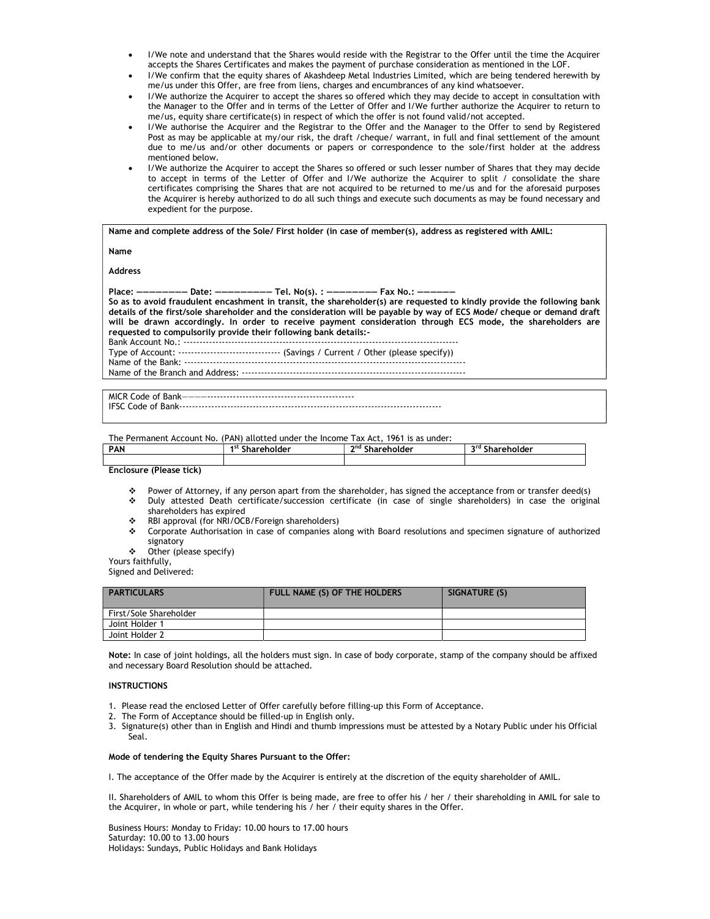- I/We note and understand that the Shares would reside with the Registrar to the Offer until the time the Acquirer accepts the Shares Certificates and makes the payment of purchase consideration as mentioned in the LOF.
- I/We confirm that the equity shares of Akashdeep Metal Industries Limited, which are being tendered herewith by me/us under this Offer, are free from liens, charges and encumbrances of any kind whatsoever.
- I/We authorize the Acquirer to accept the shares so offered which they may decide to accept in consultation with the Manager to the Offer and in terms of the Letter of Offer and I/We further authorize the Acquirer to return to me/us, equity share certificate(s) in respect of which the offer is not found valid/not accepted.
- I/We authorise the Acquirer and the Registrar to the Offer and the Manager to the Offer to send by Registered Post as may be applicable at my/our risk, the draft /cheque/ warrant, in full and final settlement of the amount due to me/us and/or other documents or papers or correspondence to the sole/first holder at the address mentioned below.
- I/We authorize the Acquirer to accept the Shares so offered or such lesser number of Shares that they may decide to accept in terms of the Letter of Offer and I/We authorize the Acquirer to split / consolidate the share certificates comprising the Shares that are not acquired to be returned to me/us and for the aforesaid purposes the Acquirer is hereby authorized to do all such things and execute such documents as may be found necessary and expedient for the purpose.

**Name and complete address of the Sole/ First holder (in case of member(s), address as registered with AMIL:**

**Name**

**Address**

**Place: ———————— Date: ————————— Tel. No(s). : ———————— Fax No.: ——————**

**So as to avoid fraudulent encashment in transit, the shareholder(s) are requested to kindly provide the following bank details of the first/sole shareholder and the consideration will be payable by way of ECS Mode/ cheque or demand draft will be drawn accordingly. In order to receive payment consideration through ECS mode, the shareholders are requested to compulsorily provide their following bank details:-**

Bank Account No.: ---------------------------------------------------------------------------------------

Type of Account: ------------------------------- (Savings / Current / Other (please specify))

Name of the Bank: ------------------------------------------------------------------------------------------

Name of the Branch and Address: ------------------------------------------------------------------------

MICR Code of Bank——————————————————————————

IFSC Code of Bank-----------------------------------------------------------------------------------

The Permanent Account No. (PAN) allotted under the Income Tax Act, 1961 is as under:

| PAN | 1st Shareholder | 2nd Shareholder | 3rd Shareholder |
|---|---|---|---|
| | | | |

**Enclosure (Please tick)**

- Power of Attorney, if any person apart from the shareholder, has signed the acceptance from or transfer deed(s)
- Duly attested Death certificate/succession certificate (in case of single shareholders) in case the original shareholders has expired
- RBI approval (for NRI/OCB/Foreign shareholders)
- Corporate Authorisation in case of companies along with Board resolutions and specimen signature of authorized signatory
- Other (please specify)

Yours faithfully,

Signed and Delivered:

| PARTICULARS | FULL NAME (S) OF THE HOLDERS | SIGNATURE (S) |
|---|---|---|
| First/Sole Shareholder | | |
| Joint Holder 1 | | |
| Joint Holder 2 | | |

**Note:** In case of joint holdings, all the holders must sign. In case of body corporate, stamp of the company should be affixed and necessary Board Resolution should be attached.

**INSTRUCTIONS**

1. Please read the enclosed Letter of Offer carefully before filling-up this Form of Acceptance.
2. The Form of Acceptance should be filled-up in English only.
3. Signature(s) other than in English and Hindi and thumb impressions must be attested by a Notary Public under his Official Seal.

**Mode of tendering the Equity Shares Pursuant to the Offer:**

I. The acceptance of the Offer made by the Acquirer is entirely at the discretion of the equity shareholder of AMIL.

II. Shareholders of AMIL to whom this Offer is being made, are free to offer his / her / their shareholding in AMIL for sale to the Acquirer, in whole or part, while tendering his / her / their equity shares in the Offer.

Business Hours: Monday to Friday: 10.00 hours to 17.00 hours

Saturday: 10.00 to 13.00 hours

Holidays: Sundays, Public Holidays and Bank Holidays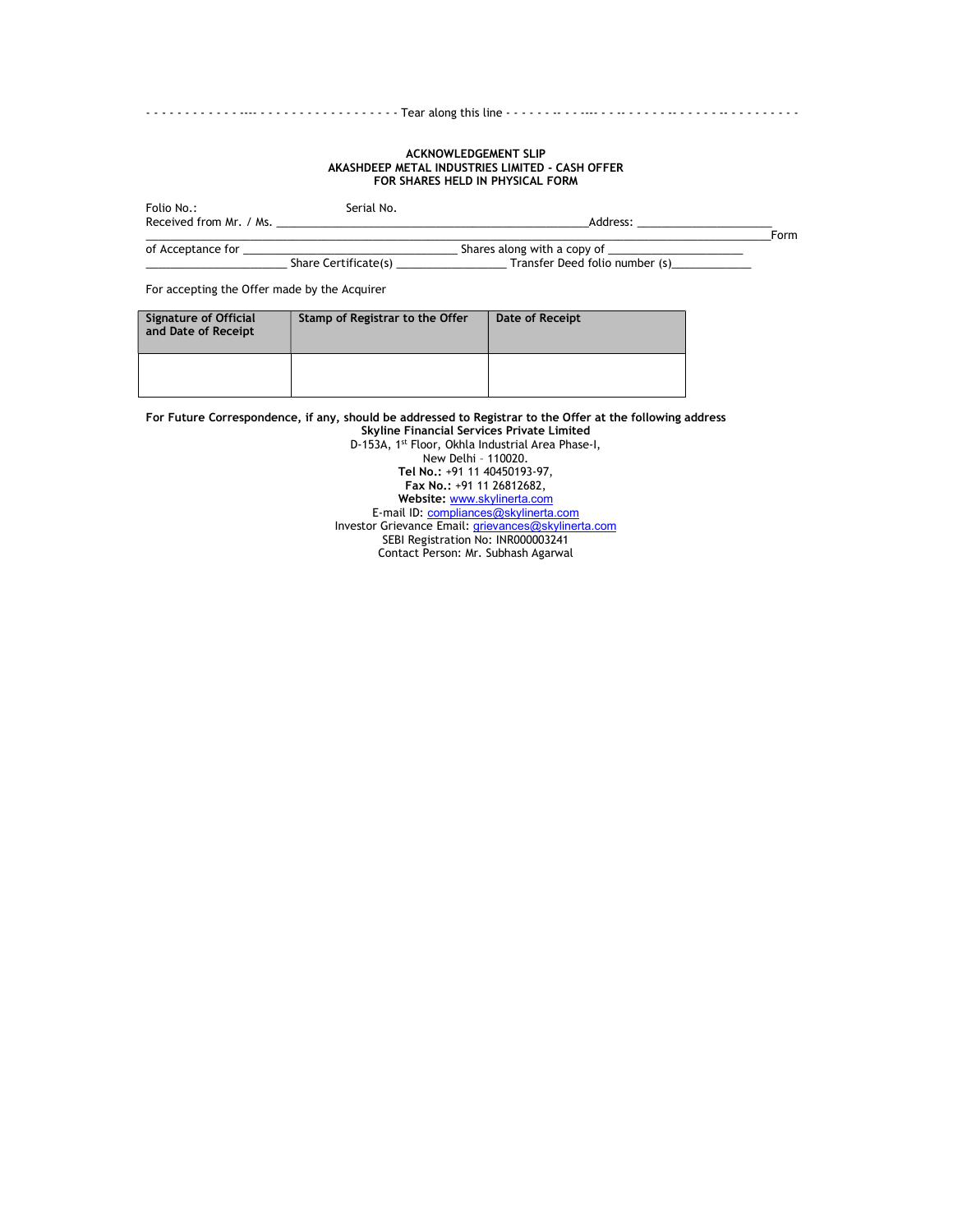- - - - - - - - - - - - ---- - - - - - - - - - - - - - - - - - - Tear along this line - - - - - - -- - - ---- - - -- - - - - - - -- - - - - - - -- - - - - - - - - - -

**ACKNOWLEDGEMENT SLIP**
**AKASHDEEP METAL INDUSTRIES LIMITED - CASH OFFER**
**FOR SHARES HELD IN PHYSICAL FORM**

Folio No.: Serial No.
Received from Mr. / Ms. ________________________________________________Address: _____________________
_______________________________________________________________________________________________Form
of Acceptance for _________________________________ Shares along with a copy of _____________________
_____________________ Share Certificate(s) _________________ Transfer Deed folio number (s)____________

For accepting the Offer made by the Acquirer

| Signature of Official and Date of Receipt | Stamp of Registrar to the Offer | Date of Receipt |
|---|---|---|
| | | |

**For Future Correspondence, if any, should be addressed to Registrar to the Offer at the following address**
**Skyline Financial Services Private Limited**
D-153A, 1st Floor, Okhla Industrial Area Phase-I,
New Delhi – 110020.
**Tel No.:** +91 11 40450193-97,
**Fax No.:** +91 11 26812682,
**Website:** www.skylinerta.com
E-mail ID: compliances@skylinerta.com
Investor Grievance Email: grievances@skylinerta.com
SEBI Registration No: INR000003241
Contact Person: Mr. Subhash Agarwal